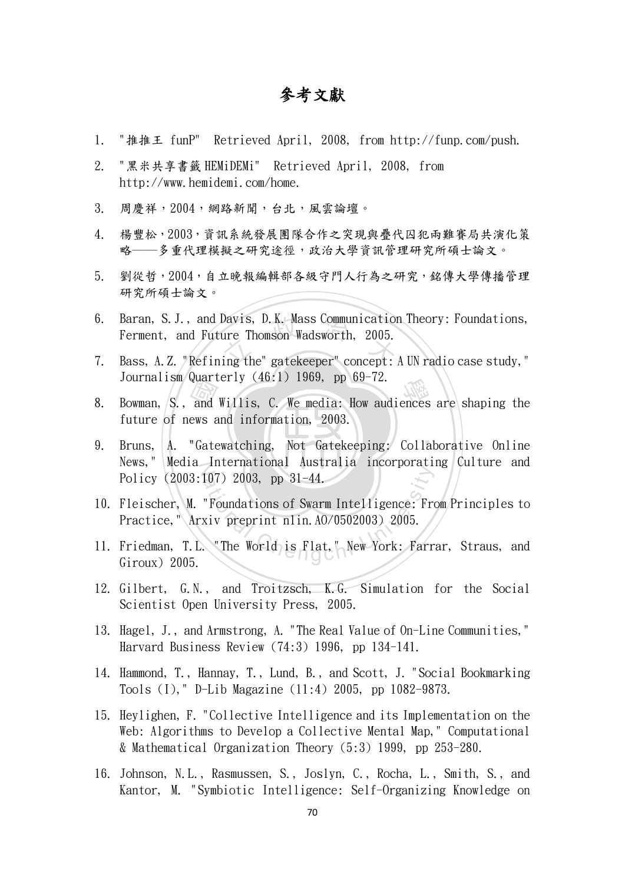# 參考文獻

1. "推推王 funP" Retrieved April, 2008, from http://funp.com/push.
2. "黑米共享書籤 HEMiDEMi" Retrieved April, 2008, from http://www.hemidemi.com/home.
3. 周慶祥，2004，網路新聞，台北，風雲論壇。
4. 楊豐松，2003，資訊系統發展團隊合作之突現與疊代囚犯兩難賽局共演化策略——多重代理模擬之研究途徑，政治大學資訊管理研究所碩士論文。
5. 劉從哲，2004，自立晚報編輯部各級守門人行為之研究，銘傳大學傳播管理研究所碩士論文。
6. Baran, S.J., and Davis, D.K. Mass Communication Theory: Foundations, Ferment, and Future Thomson Wadsworth, 2005.
7. Bass, A.Z. "Refining the" gatekeeper" concept: A UN radio case study," Journalism Quarterly (46:1) 1969, pp 69-72.
8. Bowman, S., and Willis, C. We media: How audiences are shaping the future of news and information, 2003.
9. Bruns, A. "Gatewatching, Not Gatekeeping: Collaborative Online News," Media International Australia incorporating Culture and Policy (2003:107) 2003, pp 31-44.
10. Fleischer, M. "Foundations of Swarm Intelligence: From Principles to Practice," Arxiv preprint nlin.AO/0502003) 2005.
11. Friedman, T.L. "The World is Flat," New York: Farrar, Straus, and Giroux) 2005.
12. Gilbert, G.N., and Troitzsch, K.G. Simulation for the Social Scientist Open University Press, 2005.
13. Hagel, J., and Armstrong, A. "The Real Value of On-Line Communities," Harvard Business Review (74:3) 1996, pp 134-141.
14. Hammond, T., Hannay, T., Lund, B., and Scott, J. "Social Bookmarking Tools (I)," D-Lib Magazine (11:4) 2005, pp 1082-9873.
15. Heylighen, F. "Collective Intelligence and its Implementation on the Web: Algorithms to Develop a Collective Mental Map," Computational & Mathematical Organization Theory (5:3) 1999, pp 253-280.
16. Johnson, N.L., Rasmussen, S., Joslyn, C., Rocha, L., Smith, S., and Kantor, M. "Symbiotic Intelligence: Self-Organizing Knowledge on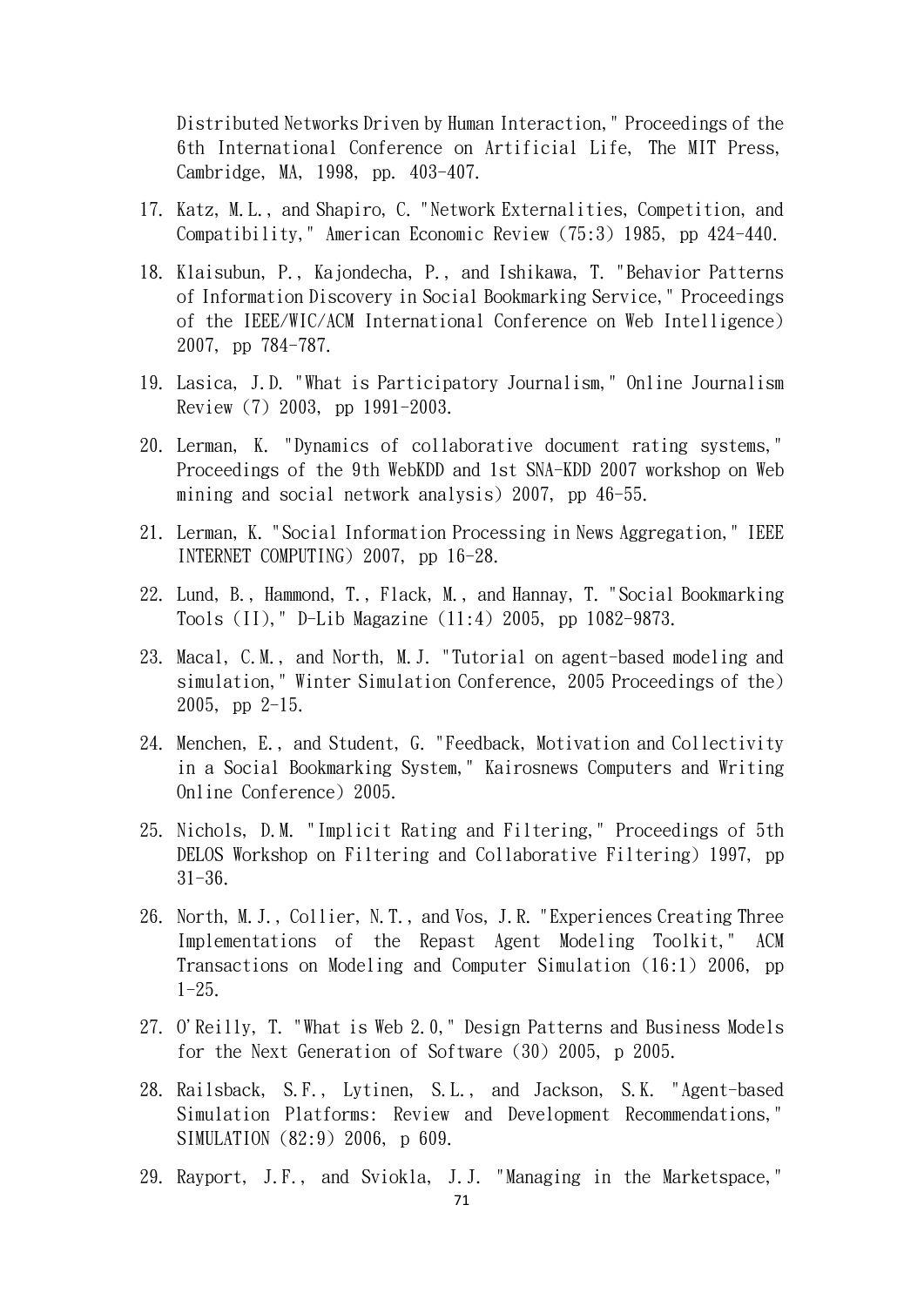Distributed Networks Driven by Human Interaction," Proceedings of the 6th International Conference on Artificial Life, The MIT Press, Cambridge, MA, 1998, pp. 403-407.

17. Katz, M.L., and Shapiro, C. "Network Externalities, Competition, and Compatibility," American Economic Review (75:3) 1985, pp 424-440.

18. Klaisubun, P., Kajondecha, P., and Ishikawa, T. "Behavior Patterns of Information Discovery in Social Bookmarking Service," Proceedings of the IEEE/WIC/ACM International Conference on Web Intelligence) 2007, pp 784-787.

19. Lasica, J.D. "What is Participatory Journalism," Online Journalism Review (7) 2003, pp 1991-2003.

20. Lerman, K. "Dynamics of collaborative document rating systems," Proceedings of the 9th WebKDD and 1st SNA-KDD 2007 workshop on Web mining and social network analysis) 2007, pp 46-55.

21. Lerman, K. "Social Information Processing in News Aggregation," IEEE INTERNET COMPUTING) 2007, pp 16-28.

22. Lund, B., Hammond, T., Flack, M., and Hannay, T. "Social Bookmarking Tools (II)," D-Lib Magazine (11:4) 2005, pp 1082-9873.

23. Macal, C.M., and North, M.J. "Tutorial on agent-based modeling and simulation," Winter Simulation Conference, 2005 Proceedings of the) 2005, pp 2-15.

24. Menchen, E., and Student, G. "Feedback, Motivation and Collectivity in a Social Bookmarking System," Kairosnews Computers and Writing Online Conference) 2005.

25. Nichols, D.M. "Implicit Rating and Filtering," Proceedings of 5th DELOS Workshop on Filtering and Collaborative Filtering) 1997, pp 31-36.

26. North, M.J., Collier, N.T., and Vos, J.R. "Experiences Creating Three Implementations of the Repast Agent Modeling Toolkit," ACM Transactions on Modeling and Computer Simulation (16:1) 2006, pp 1-25.

27. O'Reilly, T. "What is Web 2.0," Design Patterns and Business Models for the Next Generation of Software (30) 2005, p 2005.

28. Railsback, S.F., Lytinen, S.L., and Jackson, S.K. "Agent-based Simulation Platforms: Review and Development Recommendations," SIMULATION (82:9) 2006, p 609.

29. Rayport, J.F., and Sviokla, J.J. "Managing in the Marketspace,"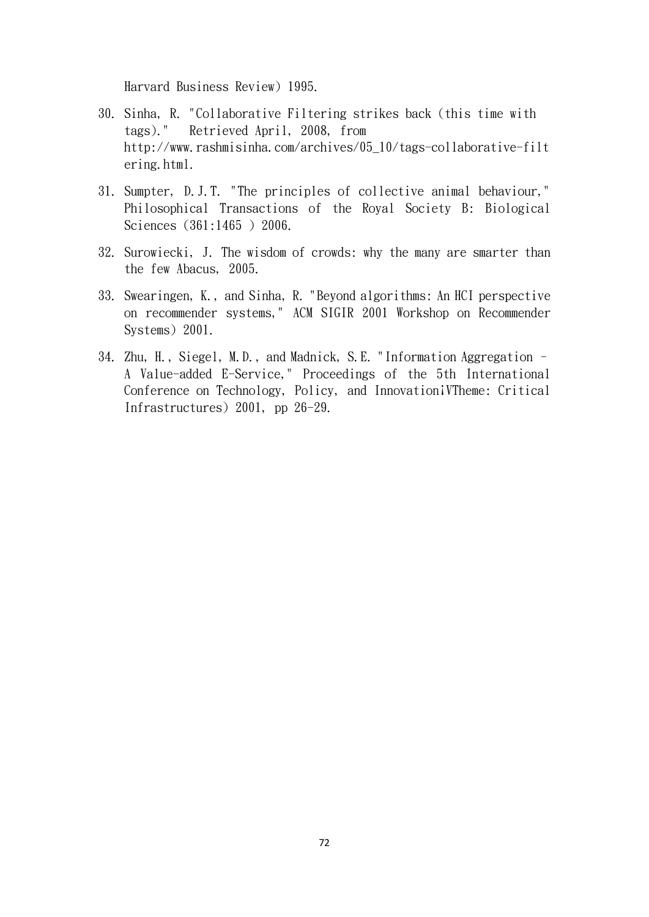Harvard Business Review) 1995.

30. Sinha, R. "Collaborative Filtering strikes back (this time with tags)." Retrieved April, 2008, from http://www.rashmisinha.com/archives/05_10/tags-collaborative-filtering.html.

31. Sumpter, D.J.T. "The principles of collective animal behaviour," Philosophical Transactions of the Royal Society B: Biological Sciences (361:1465 ) 2006.

32. Surowiecki, J. The wisdom of crowds: why the many are smarter than the few Abacus, 2005.

33. Swearingen, K., and Sinha, R. "Beyond algorithms: An HCI perspective on recommender systems," ACM SIGIR 2001 Workshop on Recommender Systems) 2001.

34. Zhu, H., Siegel, M.D., and Madnick, S.E. "Information Aggregation – A Value-added E-Service," Proceedings of the 5th International Conference on Technology, Policy, and Innovation¡VTheme: Critical Infrastructures) 2001, pp 26-29.